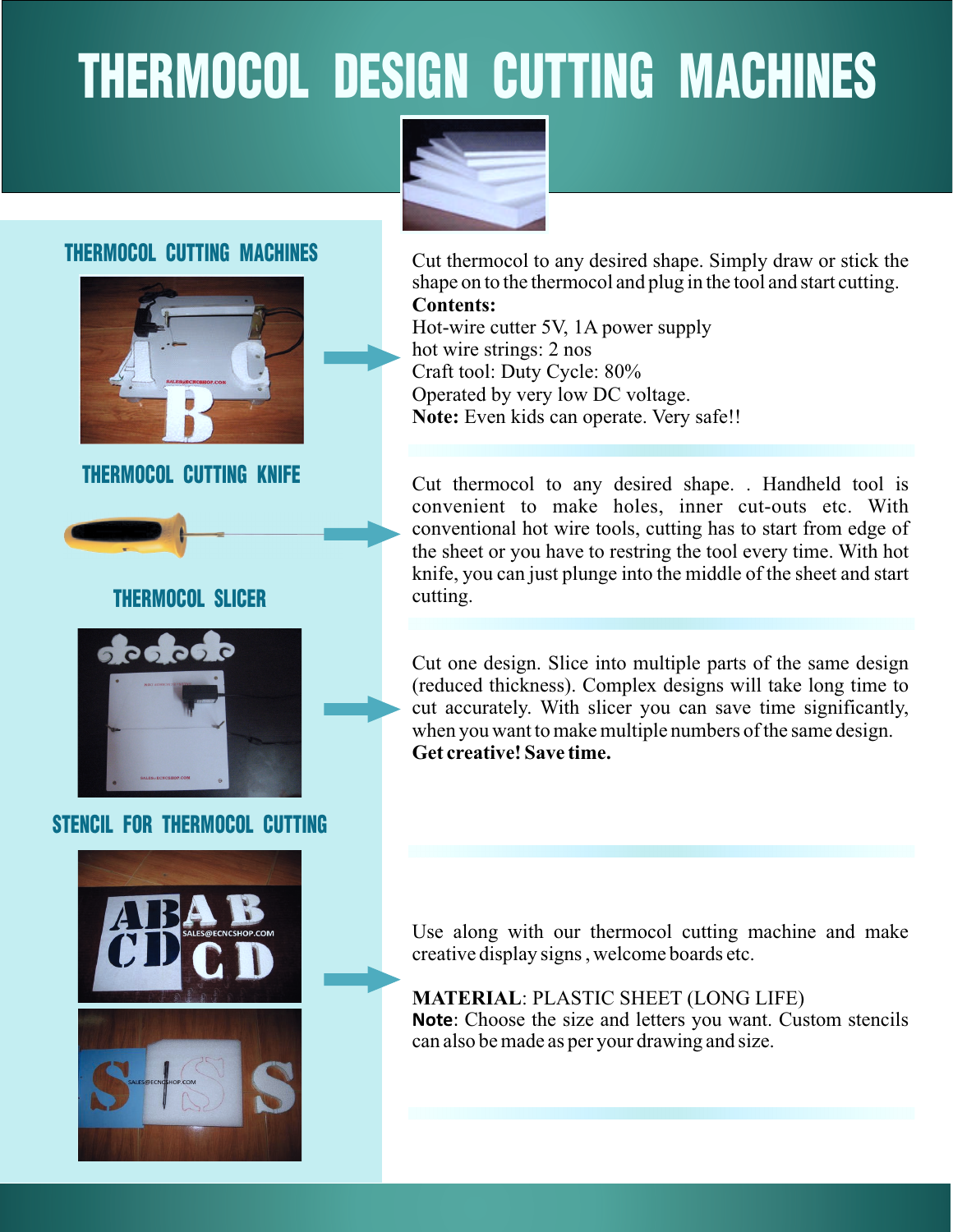# THERMOCOL DESIGN CUTTING MACHINES

## THERMOCOL CUTTING MACHINES

Cut thermocol to any desired shape. Simply draw or stick the shape on to the thermocol and plug in the tool and start cutting.

**Contents:**

Hot-wire cutter 5V, 1A power supply
hot wire strings: 2 nos
Craft tool: Duty Cycle: 80%
Operated by very low DC voltage.
**Note:** Even kids can operate. Very safe!!

## THERMOCOL CUTTING KNIFE

Cut thermocol to any desired shape. . Handheld tool is convenient to make holes, inner cut-outs etc. With conventional hot wire tools, cutting has to start from edge of the sheet or you have to restring the tool every time. With hot knife, you can just plunge into the middle of the sheet and start cutting.

## THERMOCOL SLICER

Cut one design. Slice into multiple parts of the same design (reduced thickness). Complex designs will take long time to cut accurately. With slicer you can save time significantly, when you want to make multiple numbers of the same design.
**Get creative! Save time.**

## STENCIL FOR THERMOCOL CUTTING

Use along with our thermocol cutting machine and make creative display signs , welcome boards etc.

**MATERIAL**: PLASTIC SHEET (LONG LIFE)
**Note**: Choose the size and letters you want. Custom stencils can also be made as per your drawing and size.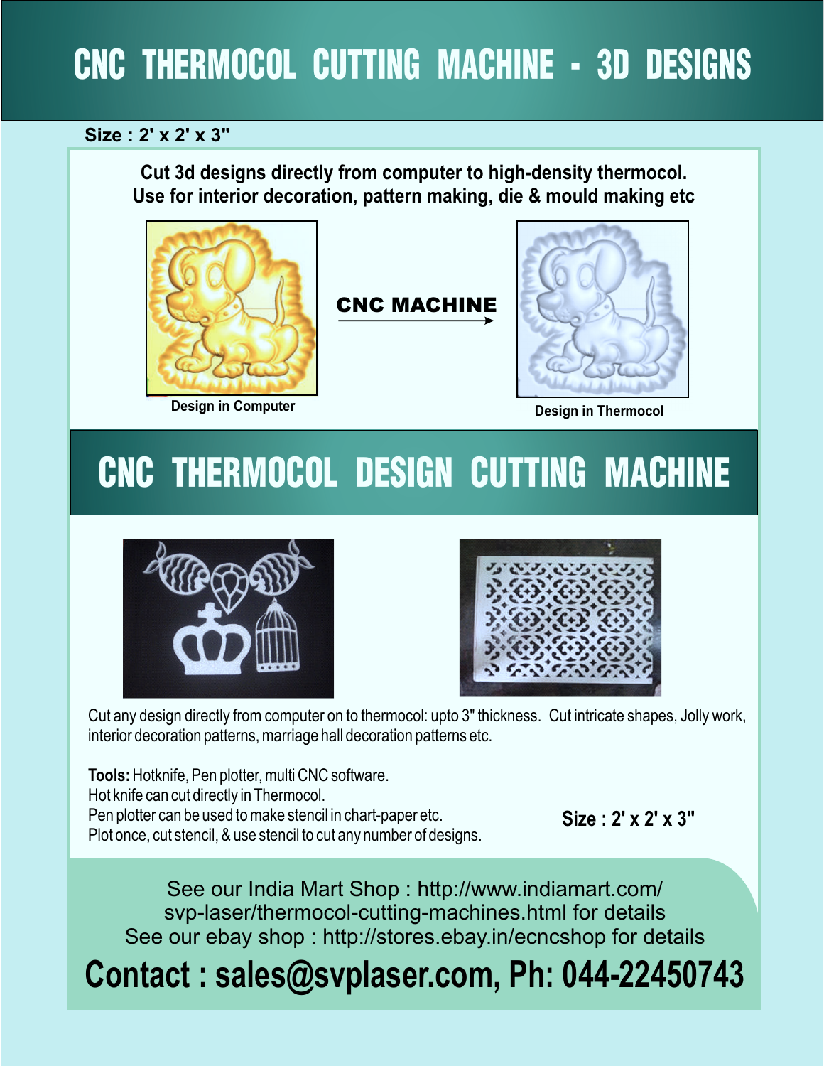# CNC THERMOCOL CUTTING MACHINE - 3D DESIGNS

**Size : 2' x 2' x 3"**

**Cut 3d designs directly from computer to high-density thermocol.**
**Use for interior decoration, pattern making, die & mould making etc**

**CNC MACHINE** →

**Design in Computer**

**Design in Thermocol**

# CNC THERMOCOL DESIGN CUTTING MACHINE

Cut any design directly from computer on to thermocol: upto 3" thickness. Cut intricate shapes, Jolly work, interior decoration patterns, marriage hall decoration patterns etc.

**Tools:** Hotknife, Pen plotter, multi CNC software.
Hot knife can cut directly in Thermocol.
Pen plotter can be used to make stencil in chart-paper etc.
Plot once, cut stencil, & use stencil to cut any number of designs.

**Size : 2' x 2' x 3"**

See our India Mart Shop : http://www.indiamart.com/svp-laser/thermocol-cutting-machines.html for details
See our ebay shop : http://stores.ebay.in/ecncshop for details

**Contact : sales@svplaser.com, Ph: 044-22450743**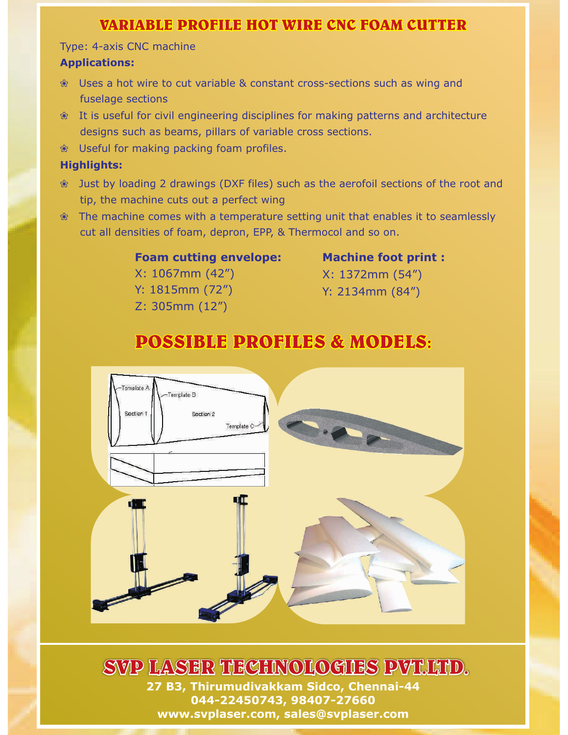# VARIABLE PROFILE HOT WIRE CNC FOAM CUTTER

Type: 4-axis CNC machine

**Applications:**

- Uses a hot wire to cut variable & constant cross-sections such as wing and fuselage sections
- It is useful for civil engineering disciplines for making patterns and architecture designs such as beams, pillars of variable cross sections.
- Useful for making packing foam profiles.

**Highlights:**

- Just by loading 2 drawings (DXF files) such as the aerofoil sections of the root and tip, the machine cuts out a perfect wing
- The machine comes with a temperature setting unit that enables it to seamlessly cut all densities of foam, depron, EPP, & Thermocol and so on.

**Foam cutting envelope:**

X: 1067mm (42”)
Y: 1815mm (72”)
Z: 305mm (12”)

**Machine foot print :**

X: 1372mm (54”)
Y: 2134mm (84”)

## POSSIBLE PROFILES & MODELS:

Template A
Template B
Section 1
Section 2
Template C

## SVP LASER TECHNOLOGIES PVT.LTD.

**27 B3, Thirumudivakkam Sidco, Chennai-44**
**044-22450743, 98407-27660**
**www.svplaser.com, sales@svplaser.com**